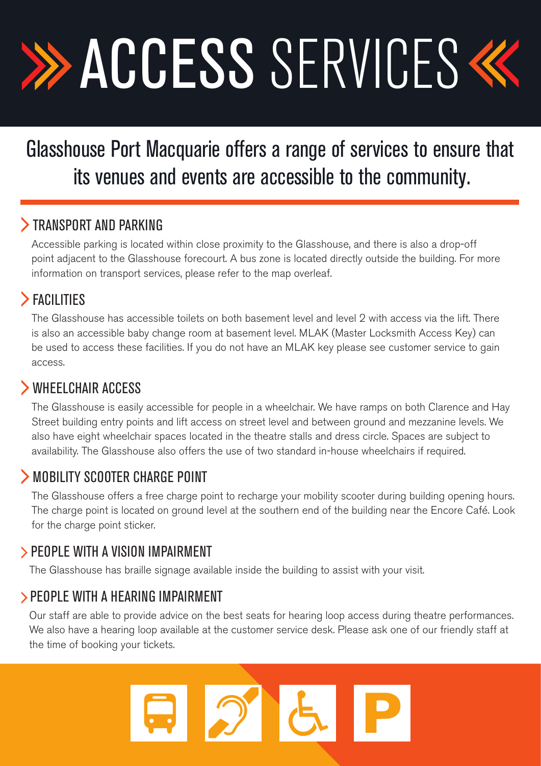# ACCESS SERVICES

## Glasshouse Port Macquarie offers a range of services to ensure that its venues and events are accessible to the community.

### TRANSPORT AND PARKING

Accessible parking is located within close proximity to the Glasshouse, and there is also a drop-off point adjacent to the Glasshouse forecourt. A bus zone is located directly outside the building. For more information on transport services, please refer to the map overleaf.

### FACILITIES

The Glasshouse has accessible toilets on both basement level and level 2 with access via the lift. There is also an accessible baby change room at basement level. MLAK (Master Locksmith Access Key) can be used to access these facilities. If you do not have an MLAK key please see customer service to gain access.

### WHEELCHAIR ACCESS

The Glasshouse is easily accessible for people in a wheelchair. We have ramps on both Clarence and Hay Street building entry points and lift access on street level and between ground and mezzanine levels. We also have eight wheelchair spaces located in the theatre stalls and dress circle. Spaces are subject to availability. The Glasshouse also offers the use of two standard in-house wheelchairs if required.

### MOBILITY SCOOTER CHARGE POINT

The Glasshouse offers a free charge point to recharge your mobility scooter during building opening hours. The charge point is located on ground level at the southern end of the building near the Encore Café. Look for the charge point sticker.

### PEOPLE WITH A VISION IMPAIRMENT

The Glasshouse has braille signage available inside the building to assist with your visit.

### PEOPLE WITH A HEARING IMPAIRMENT

Our staff are able to provide advice on the best seats for hearing loop access during theatre performances. We also have a hearing loop available at the customer service desk. Please ask one of our friendly staff at the time of booking your tickets.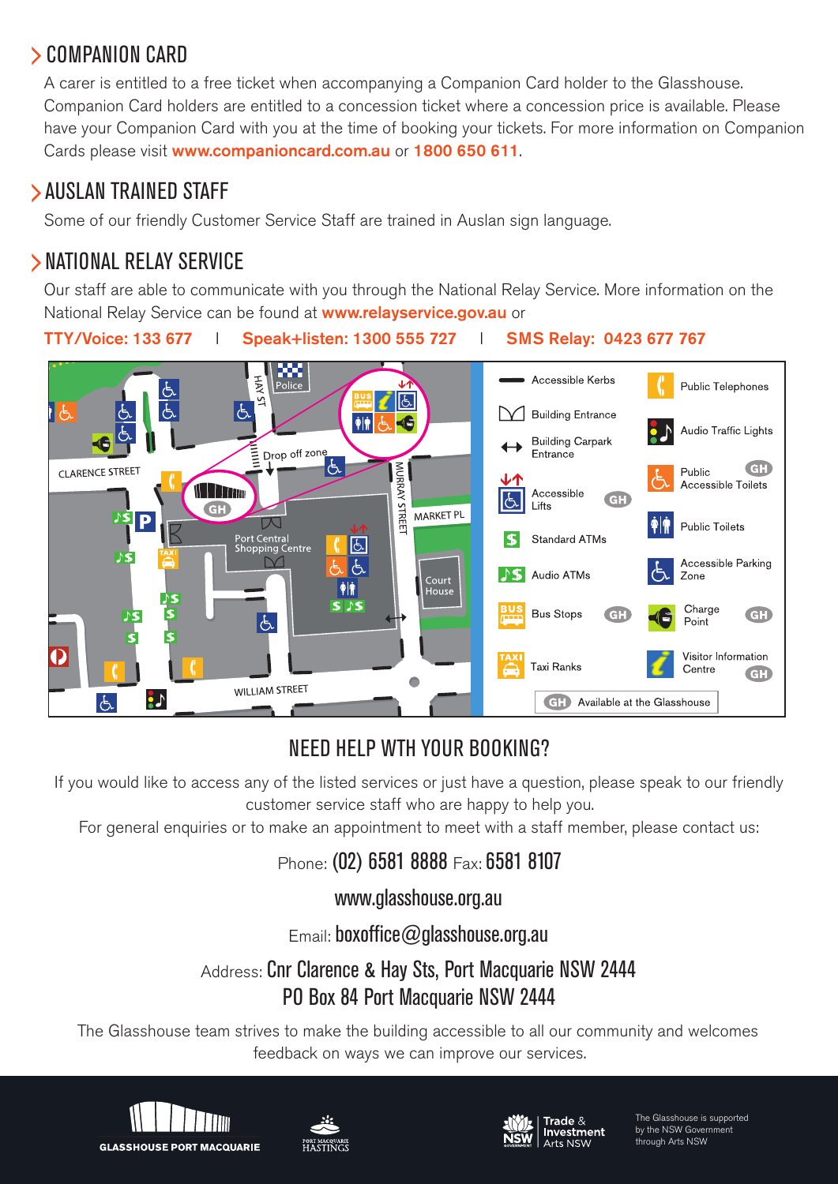## COMPANION CARD

A carer is entitled to a free ticket when accompanying a Companion Card holder to the Glasshouse. Companion Card holders are entitled to a concession ticket where a concession price is available. Please have your Companion Card with you at the time of booking your tickets. For more information on Companion Cards please visit **www.companioncard.com.au** or **1800 650 611**.

## AUSLAN TRAINED STAFF

Some of our friendly Customer Service Staff are trained in Auslan sign language.

## NATIONAL RELAY SERVICE

Our staff are able to communicate with you through the National Relay Service. More information on the National Relay Service can be found at **www.relayservice.gov.au** or

**TTY/Voice: 133 677** | **Speak+listen: 1300 555 727** | **SMS Relay: 0423 677 767**

CLARENCE STREET
HAY ST
Police
Drop off zone
MURRAY STREET
MARKET PL
Port Central Shopping Centre
Court House
WILLIAM STREET
GH

Accessible Kerbs
Building Entrance
Building Carpark Entrance
Accessible Lifts GH
Standard ATMs
Audio ATMs
Bus Stops GH
Taxi Ranks
Public Telephones
Audio Traffic Lights
Public Accessible Toilets GH
Public Toilets
Accessible Parking Zone
Charge Point GH
Visitor Information Centre GH
GH Available at the Glasshouse

## NEED HELP WTH YOUR BOOKING?

If you would like to access any of the listed services or just have a question, please speak to our friendly customer service staff who are happy to help you.
For general enquiries or to make an appointment to meet with a staff member, please contact us:

Phone: (02) 6581 8888 Fax: 6581 8107

www.glasshouse.org.au

Email: boxoffice@glasshouse.org.au

Address: Cnr Clarence & Hay Sts, Port Macquarie NSW 2444
PO Box 84 Port Macquarie NSW 2444

The Glasshouse team strives to make the building accessible to all our community and welcomes feedback on ways we can improve our services.

GLASSHOUSE PORT MACQUARIE

PORT MACQUARIE HASTINGS

NSW GOVERNMENT Trade & Investment Arts NSW

The Glasshouse is supported by the NSW Government through Arts NSW